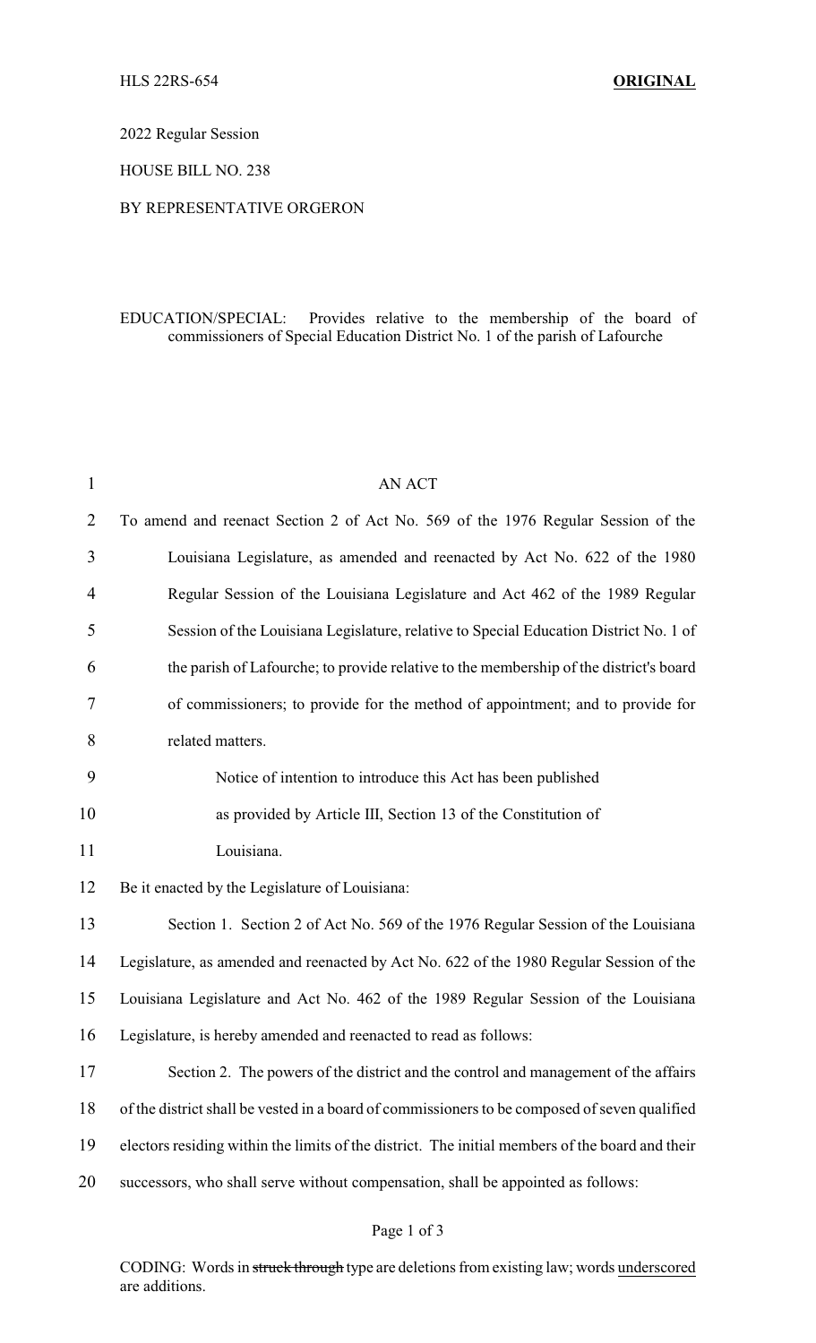HLS 22RS-654 **ORIGINAL**

2022 Regular Session

HOUSE BILL NO. 238

BY REPRESENTATIVE ORGERON

EDUCATION/SPECIAL: Provides relative to the membership of the board of commissioners of Special Education District No. 1 of the parish of Lafourche

AN ACT

To amend and reenact Section 2 of Act No. 569 of the 1976 Regular Session of the Louisiana Legislature, as amended and reenacted by Act No. 622 of the 1980 Regular Session of the Louisiana Legislature and Act 462 of the 1989 Regular Session of the Louisiana Legislature, relative to Special Education District No. 1 of the parish of Lafourche; to provide relative to the membership of the district's board of commissioners; to provide for the method of appointment; and to provide for related matters.

Notice of intention to introduce this Act has been published as provided by Article III, Section 13 of the Constitution of Louisiana.

Be it enacted by the Legislature of Louisiana:

Section 1. Section 2 of Act No. 569 of the 1976 Regular Session of the Louisiana Legislature, as amended and reenacted by Act No. 622 of the 1980 Regular Session of the Louisiana Legislature and Act No. 462 of the 1989 Regular Session of the Louisiana Legislature, is hereby amended and reenacted to read as follows:

Section 2. The powers of the district and the control and management of the affairs of the district shall be vested in a board of commissioners to be composed of seven qualified electors residing within the limits of the district. The initial members of the board and their successors, who shall serve without compensation, shall be appointed as follows:

CODING: Words in ~~struck through~~ type are deletions from existing law; words underscored are additions.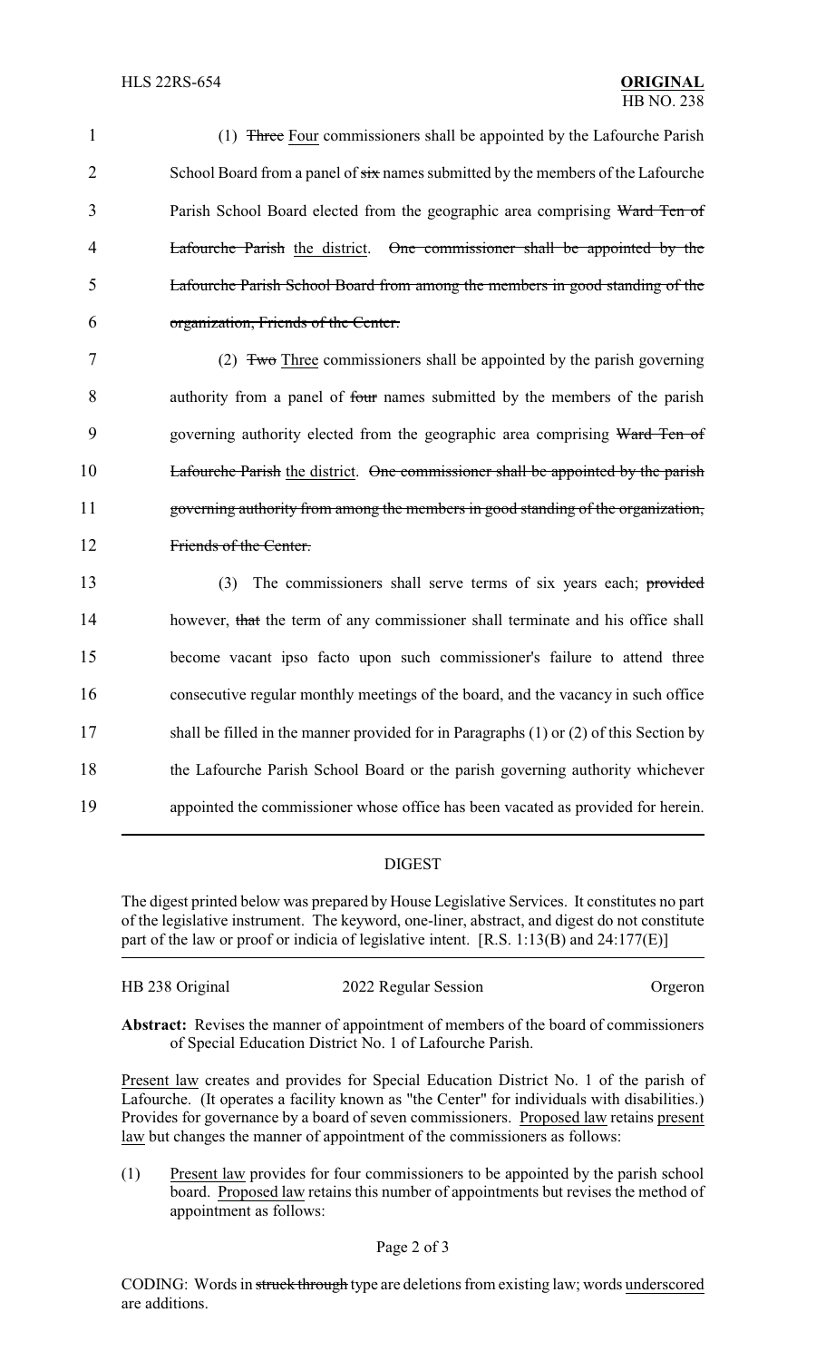(1) ~~Three~~ Four commissioners shall be appointed by the Lafourche Parish School Board from a panel of ~~six~~ names submitted by the members of the Lafourche Parish School Board elected from the geographic area comprising ~~Ward Ten of Lafourche Parish~~ the district. ~~One commissioner shall be appointed by the Lafourche Parish School Board from among the members in good standing of the organization, Friends of the Center.~~

(2) ~~Two~~ Three commissioners shall be appointed by the parish governing authority from a panel of ~~four~~ names submitted by the members of the parish governing authority elected from the geographic area comprising ~~Ward Ten of Lafourche Parish~~ the district. ~~One commissioner shall be appointed by the parish governing authority from among the members in good standing of the organization, Friends of the Center.~~

(3) The commissioners shall serve terms of six years each; ~~provided~~ however, ~~that~~ the term of any commissioner shall terminate and his office shall become vacant ipso facto upon such commissioner's failure to attend three consecutive regular monthly meetings of the board, and the vacancy in such office shall be filled in the manner provided for in Paragraphs (1) or (2) of this Section by the Lafourche Parish School Board or the parish governing authority whichever appointed the commissioner whose office has been vacated as provided for herein.

## DIGEST

The digest printed below was prepared by House Legislative Services. It constitutes no part of the legislative instrument. The keyword, one-liner, abstract, and digest do not constitute part of the law or proof or indicia of legislative intent. [R.S. 1:13(B) and 24:177(E)]

HB 238 Original | 2022 Regular Session | Orgeron

**Abstract:** Revises the manner of appointment of members of the board of commissioners of Special Education District No. 1 of Lafourche Parish.

Present law creates and provides for Special Education District No. 1 of the parish of Lafourche. (It operates a facility known as "the Center" for individuals with disabilities.) Provides for governance by a board of seven commissioners. Proposed law retains present law but changes the manner of appointment of the commissioners as follows:

(1) Present law provides for four commissioners to be appointed by the parish school board. Proposed law retains this number of appointments but revises the method of appointment as follows:

CODING: Words in ~~struck through~~ type are deletions from existing law; words underscored are additions.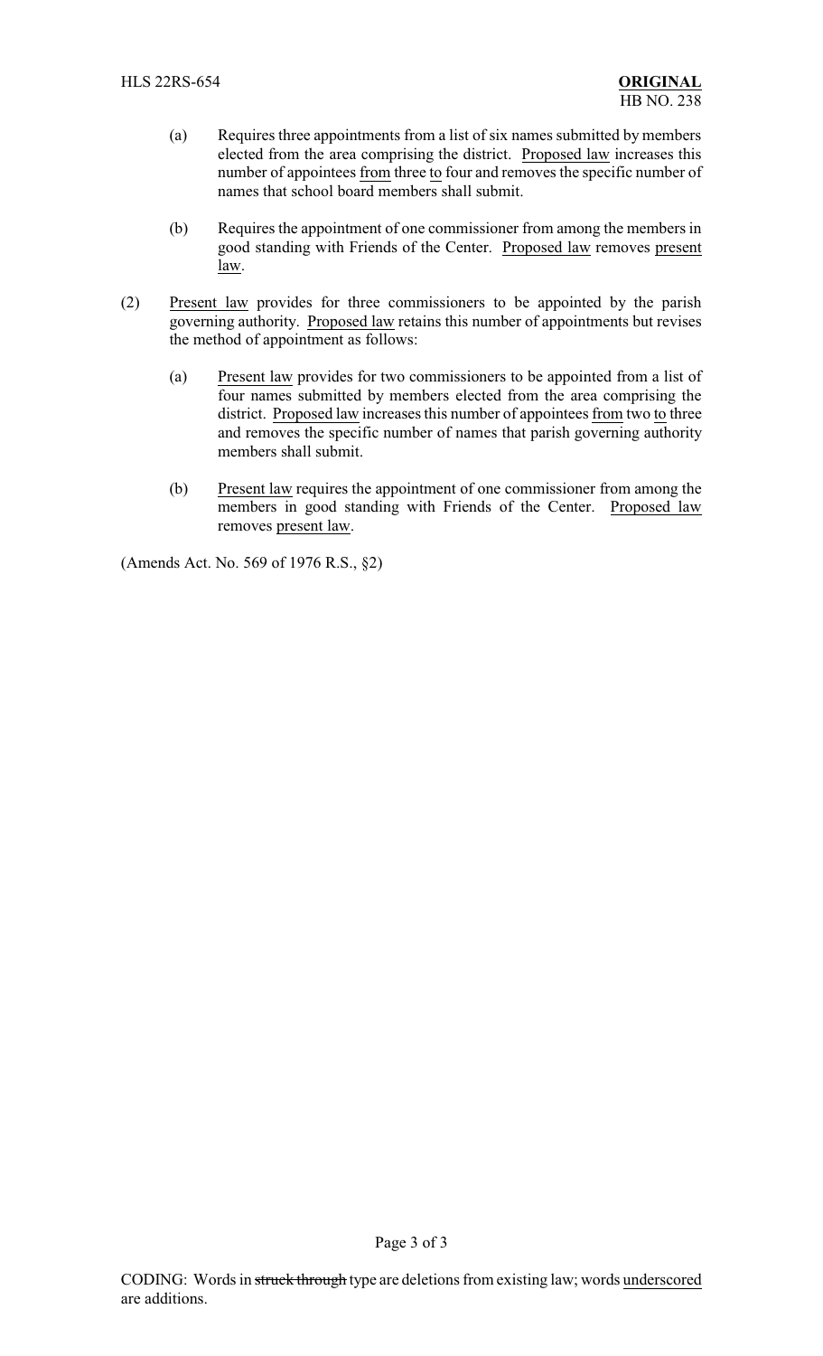(a) Requires three appointments from a list of six names submitted by members elected from the area comprising the district. Proposed law increases this number of appointees from three to four and removes the specific number of names that school board members shall submit.

(b) Requires the appointment of one commissioner from among the members in good standing with Friends of the Center. Proposed law removes present law.

(2) Present law provides for three commissioners to be appointed by the parish governing authority. Proposed law retains this number of appointments but revises the method of appointment as follows:

(a) Present law provides for two commissioners to be appointed from a list of four names submitted by members elected from the area comprising the district. Proposed law increases this number of appointees from two to three and removes the specific number of names that parish governing authority members shall submit.

(b) Present law requires the appointment of one commissioner from among the members in good standing with Friends of the Center. Proposed law removes present law.

(Amends Act. No. 569 of 1976 R.S., §2)

CODING: Words in struck through type are deletions from existing law; words underscored are additions.